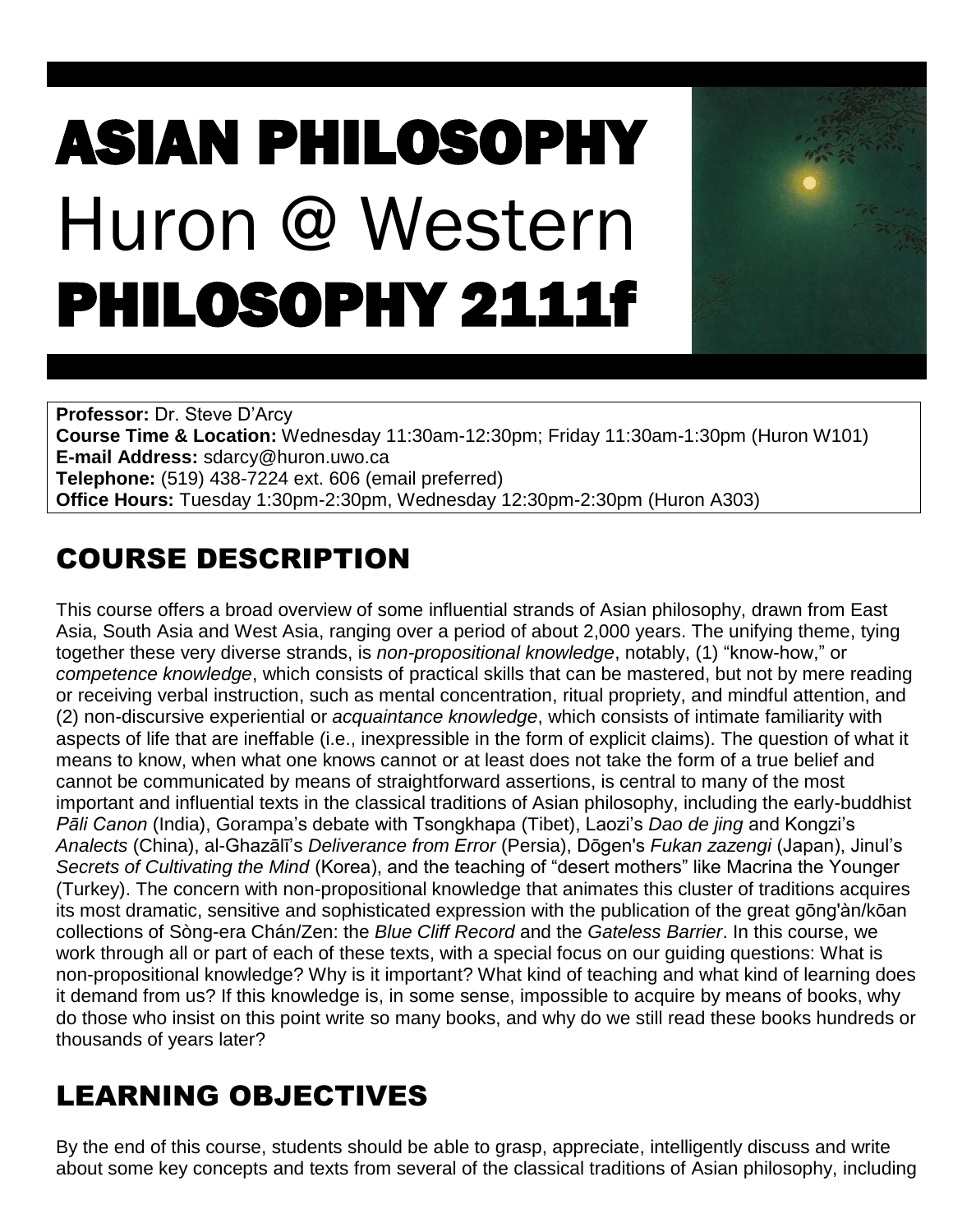# ASIAN PHILOSOPHY
# Huron @ Western
# PHILOSOPHY 2111f

**Professor:** Dr. Steve D'Arcy
**Course Time & Location:** Wednesday 11:30am-12:30pm; Friday 11:30am-1:30pm (Huron W101)
**E-mail Address:** sdarcy@huron.uwo.ca
**Telephone:** (519) 438-7224 ext. 606 (email preferred)
**Office Hours:** Tuesday 1:30pm-2:30pm, Wednesday 12:30pm-2:30pm (Huron A303)

## COURSE DESCRIPTION

This course offers a broad overview of some influential strands of Asian philosophy, drawn from East Asia, South Asia and West Asia, ranging over a period of about 2,000 years. The unifying theme, tying together these very diverse strands, is *non-propositional knowledge*, notably, (1) "know-how," or *competence knowledge*, which consists of practical skills that can be mastered, but not by mere reading or receiving verbal instruction, such as mental concentration, ritual propriety, and mindful attention, and (2) non-discursive experiential or *acquaintance knowledge*, which consists of intimate familiarity with aspects of life that are ineffable (i.e., inexpressible in the form of explicit claims). The question of what it means to know, when what one knows cannot or at least does not take the form of a true belief and cannot be communicated by means of straightforward assertions, is central to many of the most important and influential texts in the classical traditions of Asian philosophy, including the early-buddhist *Pāli Canon* (India), Gorampa's debate with Tsongkhapa (Tibet), Laozi's *Dao de jing* and Kongzi's *Analects* (China), al-Ghazālī's *Deliverance from Error* (Persia), Dōgen's *Fukan zazengi* (Japan), Jinul's *Secrets of Cultivating the Mind* (Korea), and the teaching of "desert mothers" like Macrina the Younger (Turkey). The concern with non-propositional knowledge that animates this cluster of traditions acquires its most dramatic, sensitive and sophisticated expression with the publication of the great gōng'àn/kōan collections of Sòng-era Chán/Zen: the *Blue Cliff Record* and the *Gateless Barrier*. In this course, we work through all or part of each of these texts, with a special focus on our guiding questions: What is non-propositional knowledge? Why is it important? What kind of teaching and what kind of learning does it demand from us? If this knowledge is, in some sense, impossible to acquire by means of books, why do those who insist on this point write so many books, and why do we still read these books hundreds or thousands of years later?

## LEARNING OBJECTIVES

By the end of this course, students should be able to grasp, appreciate, intelligently discuss and write about some key concepts and texts from several of the classical traditions of Asian philosophy, including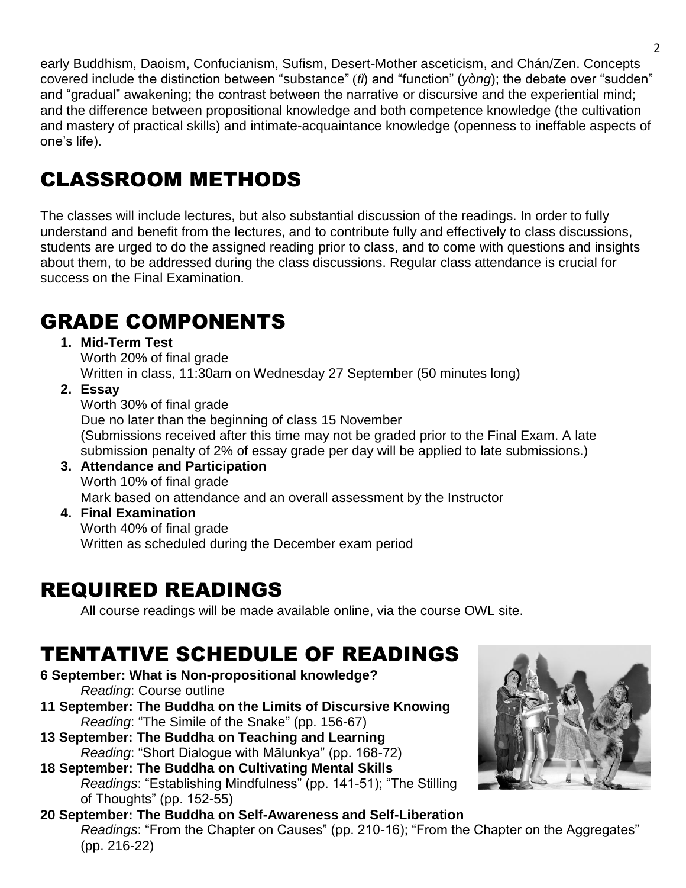early Buddhism, Daoism, Confucianism, Sufism, Desert-Mother asceticism, and Chán/Zen. Concepts covered include the distinction between "substance" (*tǐ*) and "function" (*yòng*); the debate over "sudden" and "gradual" awakening; the contrast between the narrative or discursive and the experiential mind; and the difference between propositional knowledge and both competence knowledge (the cultivation and mastery of practical skills) and intimate-acquaintance knowledge (openness to ineffable aspects of one's life).

# CLASSROOM METHODS

The classes will include lectures, but also substantial discussion of the readings. In order to fully understand and benefit from the lectures, and to contribute fully and effectively to class discussions, students are urged to do the assigned reading prior to class, and to come with questions and insights about them, to be addressed during the class discussions. Regular class attendance is crucial for success on the Final Examination.

# GRADE COMPONENTS

1. **Mid-Term Test**
   Worth 20% of final grade
   Written in class, 11:30am on Wednesday 27 September (50 minutes long)
2. **Essay**
   Worth 30% of final grade
   Due no later than the beginning of class 15 November
   (Submissions received after this time may not be graded prior to the Final Exam. A late submission penalty of 2% of essay grade per day will be applied to late submissions.)
3. **Attendance and Participation**
   Worth 10% of final grade
   Mark based on attendance and an overall assessment by the Instructor
4. **Final Examination**
   Worth 40% of final grade
   Written as scheduled during the December exam period

# REQUIRED READINGS

All course readings will be made available online, via the course OWL site.

# TENTATIVE SCHEDULE OF READINGS

**6 September: What is Non-propositional knowledge?**
*Reading*: Course outline

**11 September: The Buddha on the Limits of Discursive Knowing**
*Reading*: "The Simile of the Snake" (pp. 156-67)

**13 September: The Buddha on Teaching and Learning**
*Reading*: "Short Dialogue with Mālunkya" (pp. 168-72)

**18 September: The Buddha on Cultivating Mental Skills**
*Readings*: "Establishing Mindfulness" (pp. 141-51); "The Stilling of Thoughts" (pp. 152-55)

**20 September: The Buddha on Self-Awareness and Self-Liberation**
*Readings*: "From the Chapter on Causes" (pp. 210-16); "From the Chapter on the Aggregates" (pp. 216-22)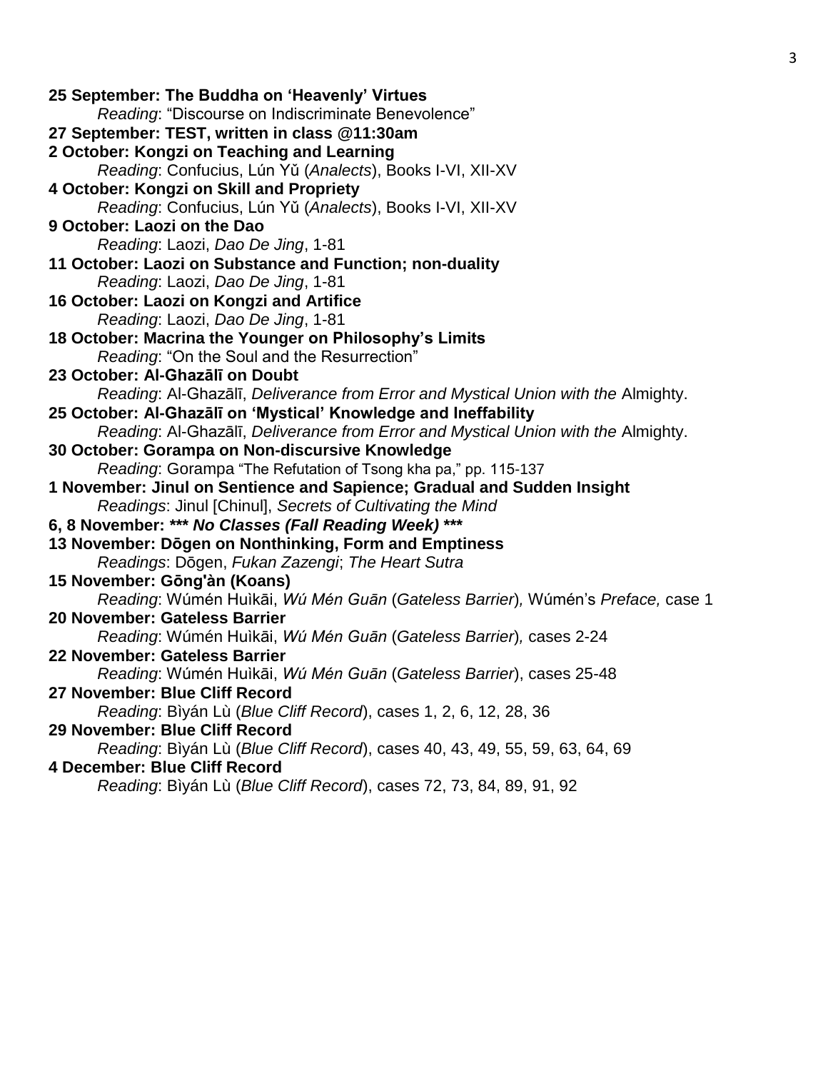**25 September: The Buddha on 'Heavenly' Virtues**
*Reading*: "Discourse on Indiscriminate Benevolence"

**27 September: TEST, written in class @11:30am**

**2 October: Kongzi on Teaching and Learning**
*Reading*: Confucius, Lún Yǔ (*Analects*), Books I-VI, XII-XV

**4 October: Kongzi on Skill and Propriety**
*Reading*: Confucius, Lún Yǔ (*Analects*), Books I-VI, XII-XV

**9 October: Laozi on the Dao**
*Reading*: Laozi, *Dao De Jing*, 1-81

**11 October: Laozi on Substance and Function; non-duality**
*Reading*: Laozi, *Dao De Jing*, 1-81

**16 October: Laozi on Kongzi and Artifice**
*Reading*: Laozi, *Dao De Jing*, 1-81

**18 October: Macrina the Younger on Philosophy's Limits**
*Reading*: "On the Soul and the Resurrection"

**23 October: Al-Ghazālī on Doubt**
*Reading*: Al-Ghazālī, *Deliverance from Error and Mystical Union with the* Almighty.

**25 October: Al-Ghazālī on 'Mystical' Knowledge and Ineffability**
*Reading*: Al-Ghazālī, *Deliverance from Error and Mystical Union with the* Almighty.

**30 October: Gorampa on Non-discursive Knowledge**
*Reading*: Gorampa "The Refutation of Tsong kha pa," pp. 115-137

**1 November: Jinul on Sentience and Sapience; Gradual and Sudden Insight**
*Readings*: Jinul [Chinul], *Secrets of Cultivating the Mind*

**6, 8 November: *** *No Classes (Fall Reading Week)* *****

**13 November: Dōgen on Nonthinking, Form and Emptiness**
*Readings*: Dōgen, *Fukan Zazengi*; *The Heart Sutra*

**15 November: Gōng'àn (Koans)**
*Reading*: Wúmén Huìkāi, *Wú Mén Guān* (*Gateless Barrier*)*,* Wúmén's *Preface,* case 1

**20 November: Gateless Barrier**
*Reading*: Wúmén Huìkāi, *Wú Mén Guān* (*Gateless Barrier*)*,* cases 2-24

**22 November: Gateless Barrier**
*Reading*: Wúmén Huìkāi, *Wú Mén Guān* (*Gateless Barrier*), cases 25-48

**27 November: Blue Cliff Record**
*Reading*: Bìyán Lù (*Blue Cliff Record*), cases 1, 2, 6, 12, 28, 36

**29 November: Blue Cliff Record**
*Reading*: Bìyán Lù (*Blue Cliff Record*), cases 40, 43, 49, 55, 59, 63, 64, 69

**4 December: Blue Cliff Record**
*Reading*: Bìyán Lù (*Blue Cliff Record*), cases 72, 73, 84, 89, 91, 92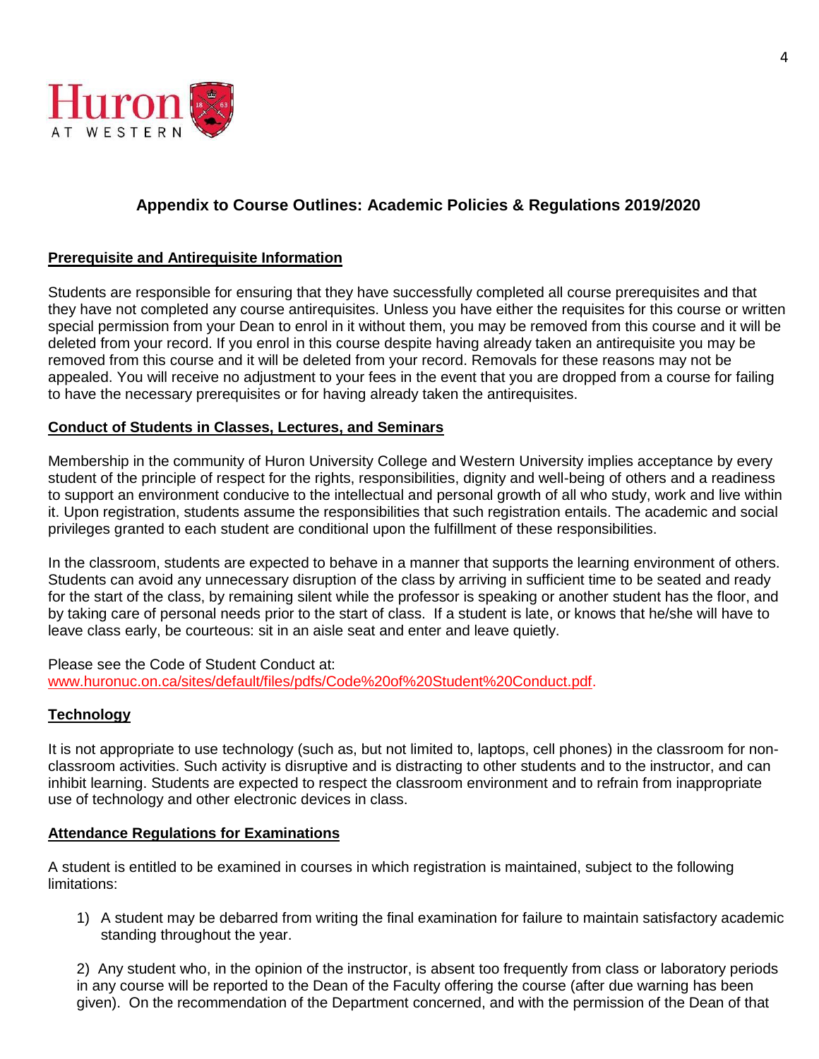## Appendix to Course Outlines: Academic Policies & Regulations 2019/2020

### Prerequisite and Antirequisite Information

Students are responsible for ensuring that they have successfully completed all course prerequisites and that they have not completed any course antirequisites. Unless you have either the requisites for this course or written special permission from your Dean to enrol in it without them, you may be removed from this course and it will be deleted from your record. If you enrol in this course despite having already taken an antirequisite you may be removed from this course and it will be deleted from your record. Removals for these reasons may not be appealed. You will receive no adjustment to your fees in the event that you are dropped from a course for failing to have the necessary prerequisites or for having already taken the antirequisites.

### Conduct of Students in Classes, Lectures, and Seminars

Membership in the community of Huron University College and Western University implies acceptance by every student of the principle of respect for the rights, responsibilities, dignity and well-being of others and a readiness to support an environment conducive to the intellectual and personal growth of all who study, work and live within it. Upon registration, students assume the responsibilities that such registration entails. The academic and social privileges granted to each student are conditional upon the fulfillment of these responsibilities.

In the classroom, students are expected to behave in a manner that supports the learning environment of others. Students can avoid any unnecessary disruption of the class by arriving in sufficient time to be seated and ready for the start of the class, by remaining silent while the professor is speaking or another student has the floor, and by taking care of personal needs prior to the start of class. If a student is late, or knows that he/she will have to leave class early, be courteous: sit in an aisle seat and enter and leave quietly.

Please see the Code of Student Conduct at:
www.huronuc.on.ca/sites/default/files/pdfs/Code%20of%20Student%20Conduct.pdf.

### Technology

It is not appropriate to use technology (such as, but not limited to, laptops, cell phones) in the classroom for non-classroom activities. Such activity is disruptive and is distracting to other students and to the instructor, and can inhibit learning. Students are expected to respect the classroom environment and to refrain from inappropriate use of technology and other electronic devices in class.

### Attendance Regulations for Examinations

A student is entitled to be examined in courses in which registration is maintained, subject to the following limitations:

1) A student may be debarred from writing the final examination for failure to maintain satisfactory academic standing throughout the year.

2) Any student who, in the opinion of the instructor, is absent too frequently from class or laboratory periods in any course will be reported to the Dean of the Faculty offering the course (after due warning has been given). On the recommendation of the Department concerned, and with the permission of the Dean of that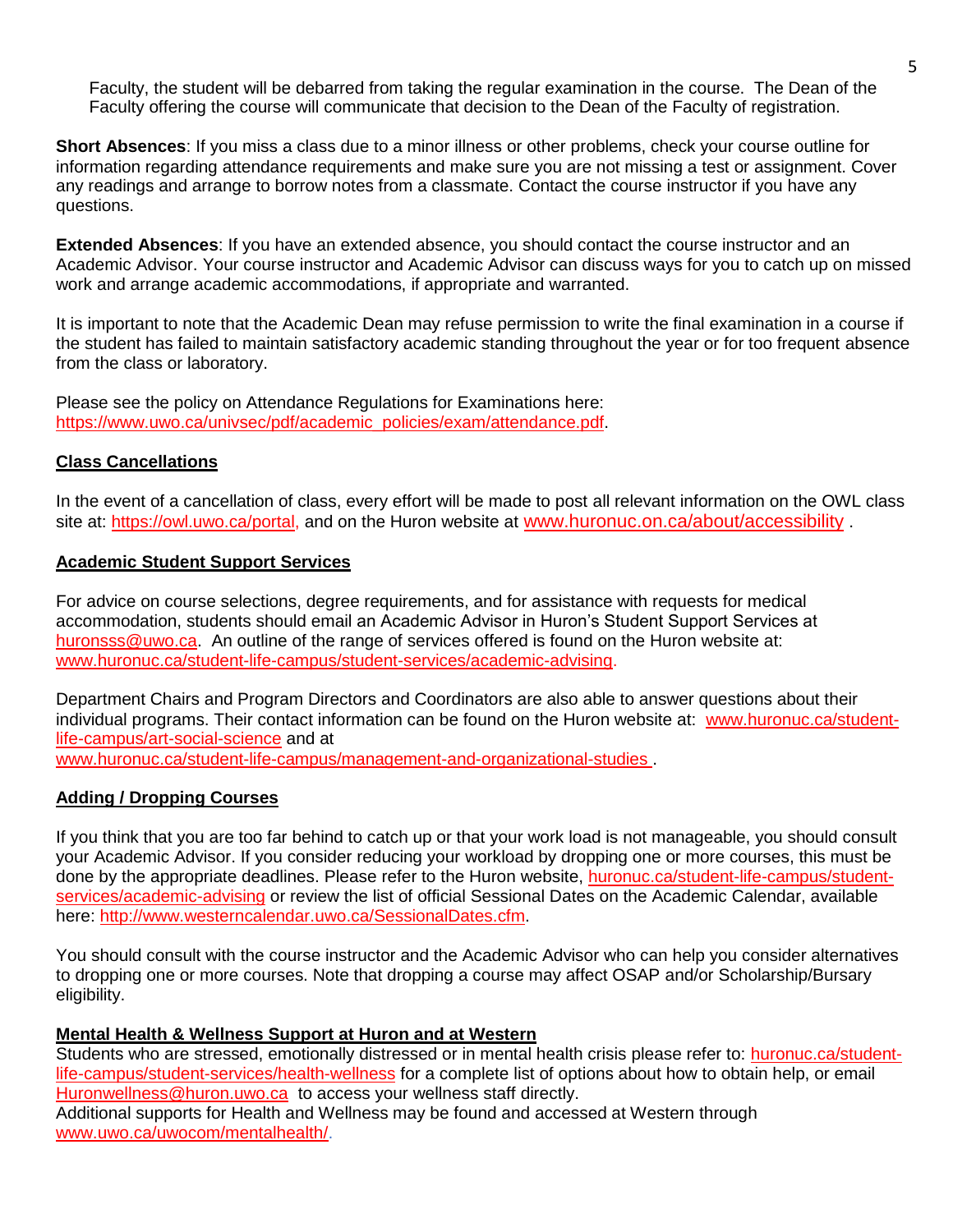Faculty, the student will be debarred from taking the regular examination in the course. The Dean of the Faculty offering the course will communicate that decision to the Dean of the Faculty of registration.

**Short Absences**: If you miss a class due to a minor illness or other problems, check your course outline for information regarding attendance requirements and make sure you are not missing a test or assignment. Cover any readings and arrange to borrow notes from a classmate. Contact the course instructor if you have any questions.

**Extended Absences**: If you have an extended absence, you should contact the course instructor and an Academic Advisor. Your course instructor and Academic Advisor can discuss ways for you to catch up on missed work and arrange academic accommodations, if appropriate and warranted.

It is important to note that the Academic Dean may refuse permission to write the final examination in a course if the student has failed to maintain satisfactory academic standing throughout the year or for too frequent absence from the class or laboratory.

Please see the policy on Attendance Regulations for Examinations here: https://www.uwo.ca/univsec/pdf/academic_policies/exam/attendance.pdf.

## Class Cancellations

In the event of a cancellation of class, every effort will be made to post all relevant information on the OWL class site at: https://owl.uwo.ca/portal, and on the Huron website at www.huronuc.on.ca/about/accessibility .

## Academic Student Support Services

For advice on course selections, degree requirements, and for assistance with requests for medical accommodation, students should email an Academic Advisor in Huron's Student Support Services at huronsss@uwo.ca. An outline of the range of services offered is found on the Huron website at: www.huronuc.ca/student-life-campus/student-services/academic-advising.

Department Chairs and Program Directors and Coordinators are also able to answer questions about their individual programs. Their contact information can be found on the Huron website at: www.huronuc.ca/student-life-campus/art-social-science and at www.huronuc.ca/student-life-campus/management-and-organizational-studies .

## Adding / Dropping Courses

If you think that you are too far behind to catch up or that your work load is not manageable, you should consult your Academic Advisor. If you consider reducing your workload by dropping one or more courses, this must be done by the appropriate deadlines. Please refer to the Huron website, huronuc.ca/student-life-campus/student-services/academic-advising or review the list of official Sessional Dates on the Academic Calendar, available here: http://www.westerncalendar.uwo.ca/SessionalDates.cfm.

You should consult with the course instructor and the Academic Advisor who can help you consider alternatives to dropping one or more courses. Note that dropping a course may affect OSAP and/or Scholarship/Bursary eligibility.

## Mental Health & Wellness Support at Huron and at Western

Students who are stressed, emotionally distressed or in mental health crisis please refer to: huronuc.ca/student-life-campus/student-services/health-wellness for a complete list of options about how to obtain help, or email Huronwellness@huron.uwo.ca to access your wellness staff directly.
Additional supports for Health and Wellness may be found and accessed at Western through www.uwo.ca/uwocom/mentalhealth/.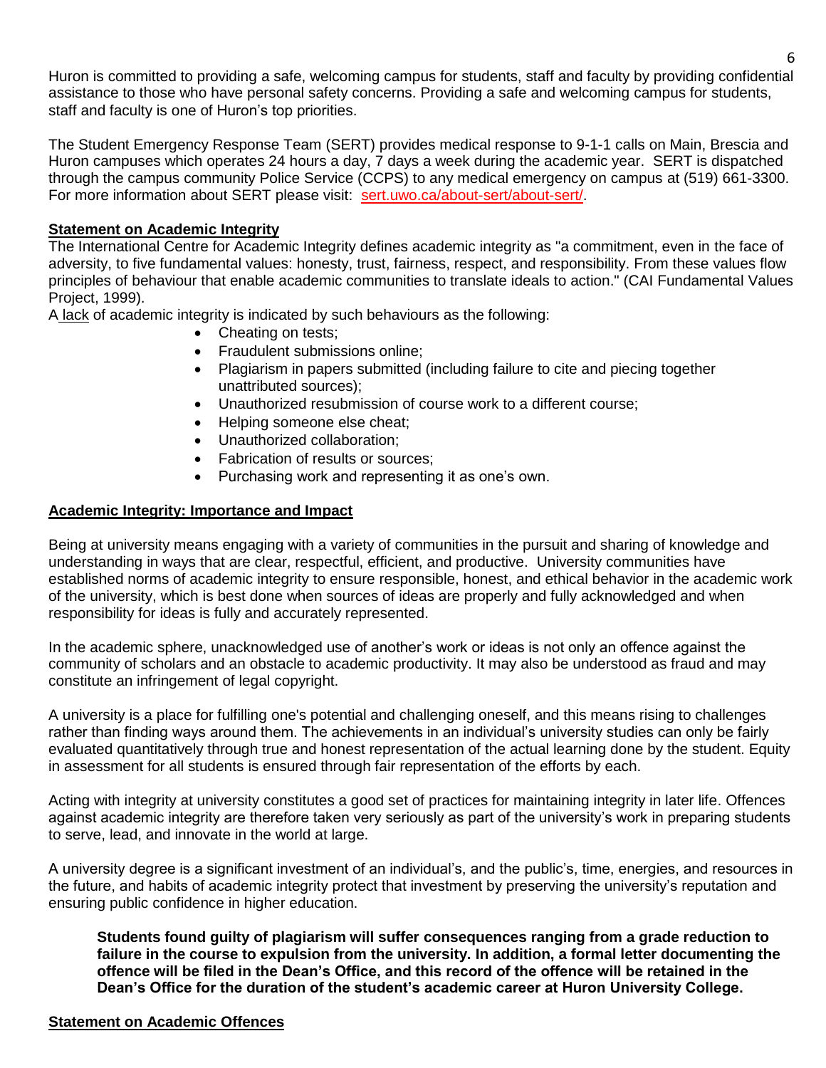Huron is committed to providing a safe, welcoming campus for students, staff and faculty by providing confidential assistance to those who have personal safety concerns. Providing a safe and welcoming campus for students, staff and faculty is one of Huron's top priorities.

The Student Emergency Response Team (SERT) provides medical response to 9-1-1 calls on Main, Brescia and Huron campuses which operates 24 hours a day, 7 days a week during the academic year. SERT is dispatched through the campus community Police Service (CCPS) to any medical emergency on campus at (519) 661-3300. For more information about SERT please visit: sert.uwo.ca/about-sert/about-sert/.

**Statement on Academic Integrity**

The International Centre for Academic Integrity defines academic integrity as "a commitment, even in the face of adversity, to five fundamental values: honesty, trust, fairness, respect, and responsibility. From these values flow principles of behaviour that enable academic communities to translate ideals to action." (CAI Fundamental Values Project, 1999).

A lack of academic integrity is indicated by such behaviours as the following:

- Cheating on tests;
- Fraudulent submissions online;
- Plagiarism in papers submitted (including failure to cite and piecing together unattributed sources);
- Unauthorized resubmission of course work to a different course;
- Helping someone else cheat;
- Unauthorized collaboration;
- Fabrication of results or sources;
- Purchasing work and representing it as one's own.

**Academic Integrity: Importance and Impact**

Being at university means engaging with a variety of communities in the pursuit and sharing of knowledge and understanding in ways that are clear, respectful, efficient, and productive. University communities have established norms of academic integrity to ensure responsible, honest, and ethical behavior in the academic work of the university, which is best done when sources of ideas are properly and fully acknowledged and when responsibility for ideas is fully and accurately represented.

In the academic sphere, unacknowledged use of another's work or ideas is not only an offence against the community of scholars and an obstacle to academic productivity. It may also be understood as fraud and may constitute an infringement of legal copyright.

A university is a place for fulfilling one's potential and challenging oneself, and this means rising to challenges rather than finding ways around them. The achievements in an individual's university studies can only be fairly evaluated quantitatively through true and honest representation of the actual learning done by the student. Equity in assessment for all students is ensured through fair representation of the efforts by each.

Acting with integrity at university constitutes a good set of practices for maintaining integrity in later life. Offences against academic integrity are therefore taken very seriously as part of the university's work in preparing students to serve, lead, and innovate in the world at large.

A university degree is a significant investment of an individual's, and the public's, time, energies, and resources in the future, and habits of academic integrity protect that investment by preserving the university's reputation and ensuring public confidence in higher education.

**Students found guilty of plagiarism will suffer consequences ranging from a grade reduction to failure in the course to expulsion from the university. In addition, a formal letter documenting the offence will be filed in the Dean's Office, and this record of the offence will be retained in the Dean's Office for the duration of the student's academic career at Huron University College.**

**Statement on Academic Offences**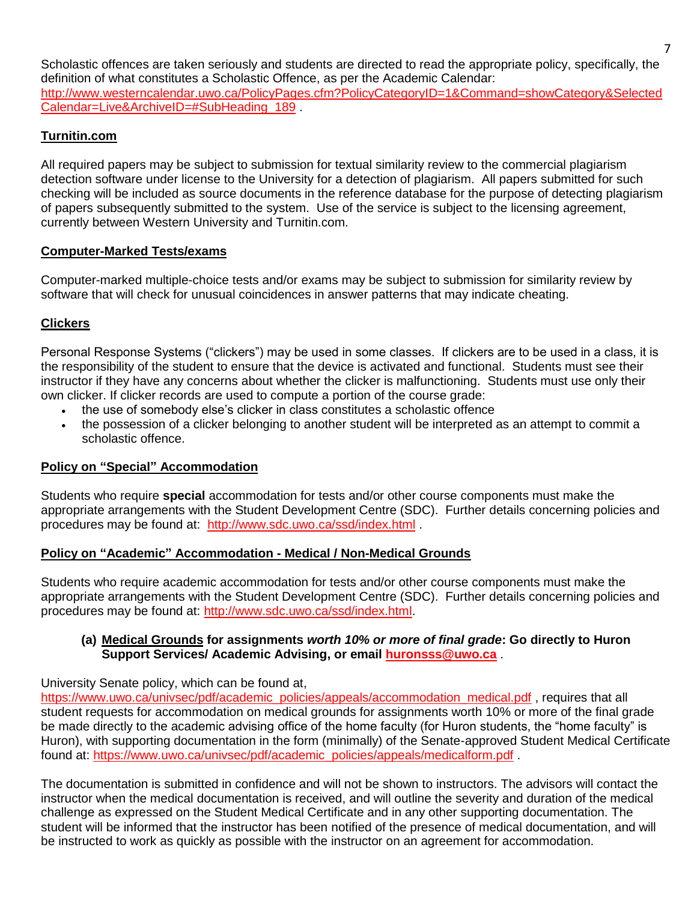Scholastic offences are taken seriously and students are directed to read the appropriate policy, specifically, the definition of what constitutes a Scholastic Offence, as per the Academic Calendar: http://www.westerncalendar.uwo.ca/PolicyPages.cfm?PolicyCategoryID=1&Command=showCategory&SelectedCalendar=Live&ArchiveID=#SubHeading_189 .

## **Turnitin.com**

All required papers may be subject to submission for textual similarity review to the commercial plagiarism detection software under license to the University for a detection of plagiarism. All papers submitted for such checking will be included as source documents in the reference database for the purpose of detecting plagiarism of papers subsequently submitted to the system. Use of the service is subject to the licensing agreement, currently between Western University and Turnitin.com.

## **Computer-Marked Tests/exams**

Computer-marked multiple-choice tests and/or exams may be subject to submission for similarity review by software that will check for unusual coincidences in answer patterns that may indicate cheating.

## **Clickers**

Personal Response Systems ("clickers") may be used in some classes. If clickers are to be used in a class, it is the responsibility of the student to ensure that the device is activated and functional. Students must see their instructor if they have any concerns about whether the clicker is malfunctioning. Students must use only their own clicker. If clicker records are used to compute a portion of the course grade:

- the use of somebody else's clicker in class constitutes a scholastic offence
- the possession of a clicker belonging to another student will be interpreted as an attempt to commit a scholastic offence.

## **Policy on "Special" Accommodation**

Students who require **special** accommodation for tests and/or other course components must make the appropriate arrangements with the Student Development Centre (SDC). Further details concerning policies and procedures may be found at: http://www.sdc.uwo.ca/ssd/index.html .

## **Policy on "Academic" Accommodation - Medical / Non-Medical Grounds**

Students who require academic accommodation for tests and/or other course components must make the appropriate arrangements with the Student Development Centre (SDC). Further details concerning policies and procedures may be found at: http://www.sdc.uwo.ca/ssd/index.html.

**(a) Medical Grounds for assignments *worth 10% or more of final grade*: Go directly to Huron Support Services/ Academic Advising, or email huronsss@uwo.ca** .

University Senate policy, which can be found at, https://www.uwo.ca/univsec/pdf/academic_policies/appeals/accommodation_medical.pdf , requires that all student requests for accommodation on medical grounds for assignments worth 10% or more of the final grade be made directly to the academic advising office of the home faculty (for Huron students, the "home faculty" is Huron), with supporting documentation in the form (minimally) of the Senate-approved Student Medical Certificate found at: https://www.uwo.ca/univsec/pdf/academic_policies/appeals/medicalform.pdf .

The documentation is submitted in confidence and will not be shown to instructors. The advisors will contact the instructor when the medical documentation is received, and will outline the severity and duration of the medical challenge as expressed on the Student Medical Certificate and in any other supporting documentation. The student will be informed that the instructor has been notified of the presence of medical documentation, and will be instructed to work as quickly as possible with the instructor on an agreement for accommodation.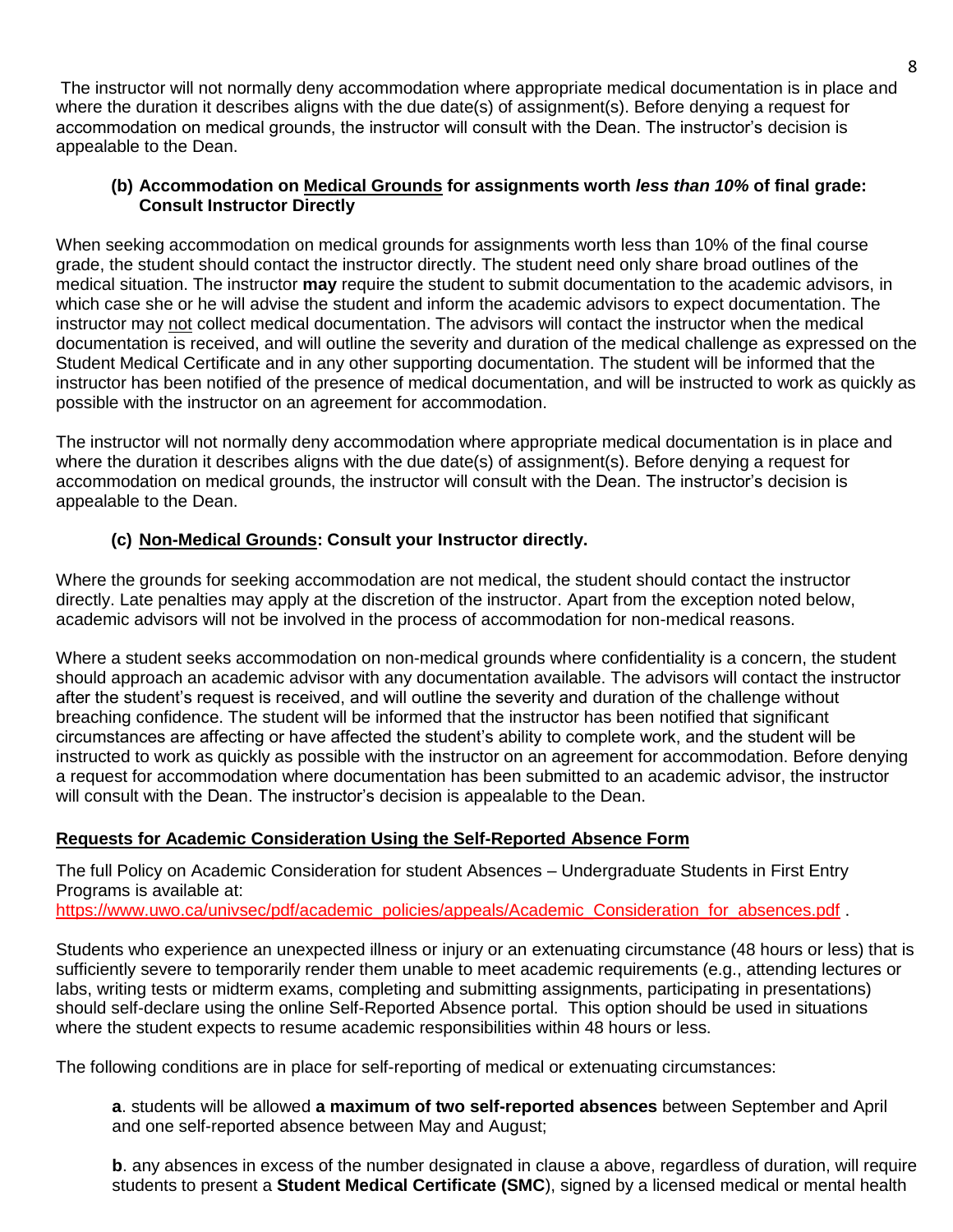The instructor will not normally deny accommodation where appropriate medical documentation is in place and where the duration it describes aligns with the due date(s) of assignment(s). Before denying a request for accommodation on medical grounds, the instructor will consult with the Dean. The instructor's decision is appealable to the Dean.

**(b) Accommodation on <u>Medical Grounds</u> for assignments worth *less than 10%* of final grade: Consult Instructor Directly**

When seeking accommodation on medical grounds for assignments worth less than 10% of the final course grade, the student should contact the instructor directly. The student need only share broad outlines of the medical situation. The instructor **may** require the student to submit documentation to the academic advisors, in which case she or he will advise the student and inform the academic advisors to expect documentation. The instructor may <u>not</u> collect medical documentation. The advisors will contact the instructor when the medical documentation is received, and will outline the severity and duration of the medical challenge as expressed on the Student Medical Certificate and in any other supporting documentation. The student will be informed that the instructor has been notified of the presence of medical documentation, and will be instructed to work as quickly as possible with the instructor on an agreement for accommodation.

The instructor will not normally deny accommodation where appropriate medical documentation is in place and where the duration it describes aligns with the due date(s) of assignment(s). Before denying a request for accommodation on medical grounds, the instructor will consult with the Dean. The instructor's decision is appealable to the Dean.

**(c) <u>Non-Medical Grounds</u>: Consult your Instructor directly.**

Where the grounds for seeking accommodation are not medical, the student should contact the instructor directly. Late penalties may apply at the discretion of the instructor. Apart from the exception noted below, academic advisors will not be involved in the process of accommodation for non-medical reasons.

Where a student seeks accommodation on non-medical grounds where confidentiality is a concern, the student should approach an academic advisor with any documentation available. The advisors will contact the instructor after the student's request is received, and will outline the severity and duration of the challenge without breaching confidence. The student will be informed that the instructor has been notified that significant circumstances are affecting or have affected the student's ability to complete work, and the student will be instructed to work as quickly as possible with the instructor on an agreement for accommodation. Before denying a request for accommodation where documentation has been submitted to an academic advisor, the instructor will consult with the Dean. The instructor's decision is appealable to the Dean.

**<u>Requests for Academic Consideration Using the Self-Reported Absence Form</u>**

The full Policy on Academic Consideration for student Absences – Undergraduate Students in First Entry Programs is available at:
https://www.uwo.ca/univsec/pdf/academic_policies/appeals/Academic_Consideration_for_absences.pdf .

Students who experience an unexpected illness or injury or an extenuating circumstance (48 hours or less) that is sufficiently severe to temporarily render them unable to meet academic requirements (e.g., attending lectures or labs, writing tests or midterm exams, completing and submitting assignments, participating in presentations) should self-declare using the online Self-Reported Absence portal. This option should be used in situations where the student expects to resume academic responsibilities within 48 hours or less.

The following conditions are in place for self-reporting of medical or extenuating circumstances:

**a**. students will be allowed **a maximum of two self-reported absences** between September and April and one self-reported absence between May and August;

**b**. any absences in excess of the number designated in clause a above, regardless of duration, will require students to present a **Student Medical Certificate (SMC**), signed by a licensed medical or mental health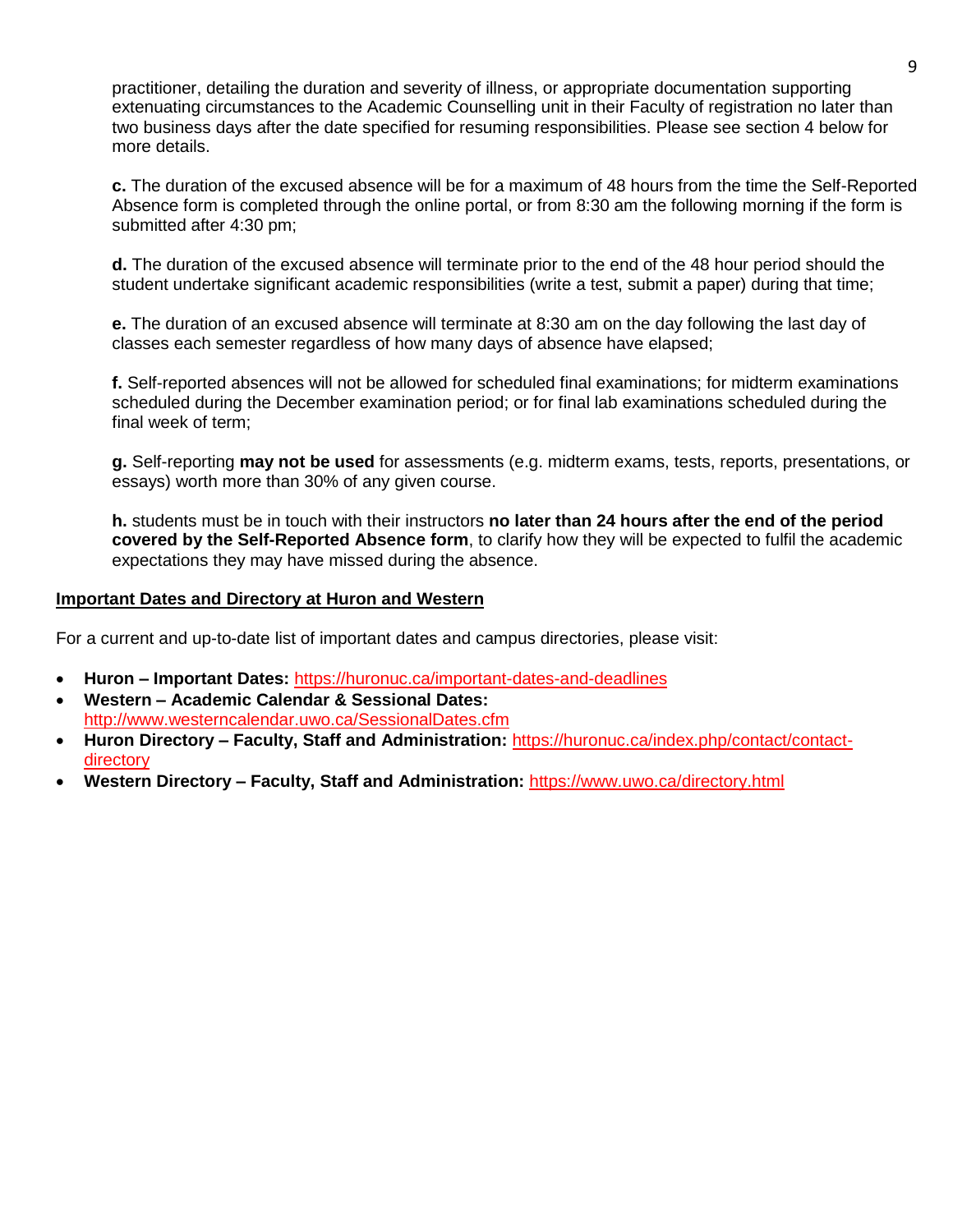practitioner, detailing the duration and severity of illness, or appropriate documentation supporting extenuating circumstances to the Academic Counselling unit in their Faculty of registration no later than two business days after the date specified for resuming responsibilities. Please see section 4 below for more details.

**c.** The duration of the excused absence will be for a maximum of 48 hours from the time the Self-Reported Absence form is completed through the online portal, or from 8:30 am the following morning if the form is submitted after 4:30 pm;

**d.** The duration of the excused absence will terminate prior to the end of the 48 hour period should the student undertake significant academic responsibilities (write a test, submit a paper) during that time;

**e.** The duration of an excused absence will terminate at 8:30 am on the day following the last day of classes each semester regardless of how many days of absence have elapsed;

**f.** Self-reported absences will not be allowed for scheduled final examinations; for midterm examinations scheduled during the December examination period; or for final lab examinations scheduled during the final week of term;

**g.** Self-reporting **may not be used** for assessments (e.g. midterm exams, tests, reports, presentations, or essays) worth more than 30% of any given course.

**h.** students must be in touch with their instructors **no later than 24 hours after the end of the period covered by the Self-Reported Absence form**, to clarify how they will be expected to fulfil the academic expectations they may have missed during the absence.

## Important Dates and Directory at Huron and Western

For a current and up-to-date list of important dates and campus directories, please visit:

- **Huron – Important Dates:** https://huronuc.ca/important-dates-and-deadlines
- **Western – Academic Calendar & Sessional Dates:** http://www.westerncalendar.uwo.ca/SessionalDates.cfm
- **Huron Directory – Faculty, Staff and Administration:** https://huronuc.ca/index.php/contact/contact-directory
- **Western Directory – Faculty, Staff and Administration:** https://www.uwo.ca/directory.html